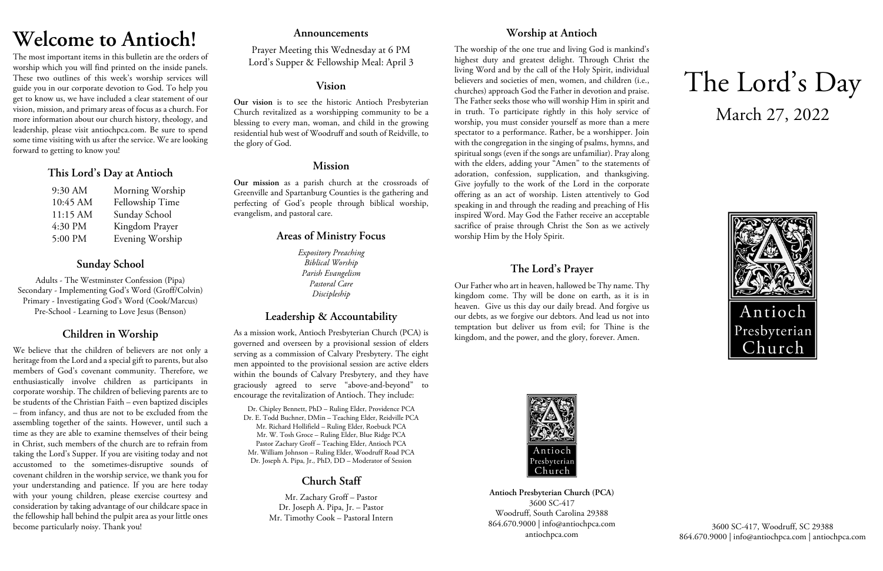# Welcome to Antioch!

The most important items in this bulletin are the orders of worship which you will find printed on the inside panels. These two outlines of this week's worship services will guide you in our corporate devotion to God. To help you get to know us, we have included a clear statement of our vision, mission, and primary areas of focus as a church. For more information about our church history, theology, and leadership, please visit antiochpca.com. Be sure to spend some time visiting with us after the service. We are looking forward to getting to know you!

## This Lord's Day at Antioch

| | |
|---|---|
| 9:30 AM | Morning Worship |
| 10:45 AM | Fellowship Time |
| 11:15 AM | Sunday School |
| 4:30 PM | Kingdom Prayer |
| 5:00 PM | Evening Worship |

## Sunday School

Adults - The Westminster Confession (Pipa)
Secondary - Implementing God's Word (Groff/Colvin)
Primary - Investigating God's Word (Cook/Marcus)
Pre-School - Learning to Love Jesus (Benson)

## Children in Worship

We believe that the children of believers are not only a heritage from the Lord and a special gift to parents, but also members of God's covenant community. Therefore, we enthusiastically involve children as participants in corporate worship. The children of believing parents are to be students of the Christian Faith – even baptized disciples – from infancy, and thus are not to be excluded from the assembling together of the saints. However, until such a time as they are able to examine themselves of their being in Christ, such members of the church are to refrain from taking the Lord's Supper. If you are visiting today and not accustomed to the sometimes-disruptive sounds of covenant children in the worship service, we thank you for your understanding and patience. If you are here today with your young children, please exercise courtesy and consideration by taking advantage of our childcare space in the fellowship hall behind the pulpit area as your little ones become particularly noisy. Thank you!

## Announcements

Prayer Meeting this Wednesday at 6 PM
Lord's Supper & Fellowship Meal: April 3

## Vision

**Our vision** is to see the historic Antioch Presbyterian Church revitalized as a worshipping community to be a blessing to every man, woman, and child in the growing residential hub west of Woodruff and south of Reidville, to the glory of God.

## Mission

**Our mission** as a parish church at the crossroads of Greenville and Spartanburg Counties is the gathering and perfecting of God's people through biblical worship, evangelism, and pastoral care.

## Areas of Ministry Focus

*Expository Preaching*
*Biblical Worship*
*Parish Evangelism*
*Pastoral Care*
*Discipleship*

## Leadership & Accountability

As a mission work, Antioch Presbyterian Church (PCA) is governed and overseen by a provisional session of elders serving as a commission of Calvary Presbytery. The eight men appointed to the provisional session are active elders within the bounds of Calvary Presbytery, and they have graciously agreed to serve "above-and-beyond" to encourage the revitalization of Antioch. They include:

Dr. Chipley Bennett, PhD – Ruling Elder, Providence PCA
Dr. E. Todd Buchner, DMin – Teaching Elder, Reidville PCA
Mr. Richard Hollifield – Ruling Elder, Roebuck PCA
Mr. W. Tosh Groce – Ruling Elder, Blue Ridge PCA
Pastor Zachary Groff – Teaching Elder, Antioch PCA
Mr. William Johnson – Ruling Elder, Woodruff Road PCA
Dr. Joseph A. Pipa, Jr., PhD, DD – Moderator of Session

## Church Staff

Mr. Zachary Groff – Pastor
Dr. Joseph A. Pipa, Jr. – Pastor
Mr. Timothy Cook – Pastoral Intern

## Worship at Antioch

The worship of the one true and living God is mankind's highest duty and greatest delight. Through Christ the living Word and by the call of the Holy Spirit, individual believers and societies of men, women, and children (i.e., churches) approach God the Father in devotion and praise. The Father seeks those who will worship Him in spirit and in truth. To participate rightly in this holy service of worship, you must consider yourself as more than a mere spectator to a performance. Rather, be a worshipper. Join with the congregation in the singing of psalms, hymns, and spiritual songs (even if the songs are unfamiliar). Pray along with the elders, adding your "Amen" to the statements of adoration, confession, supplication, and thanksgiving. Give joyfully to the work of the Lord in the corporate offering as an act of worship. Listen attentively to God speaking in and through the reading and preaching of His inspired Word. May God the Father receive an acceptable sacrifice of praise through Christ the Son as we actively worship Him by the Holy Spirit.

## The Lord's Prayer

Our Father who art in heaven, hallowed be Thy name. Thy kingdom come. Thy will be done on earth, as it is in heaven. Give us this day our daily bread. And forgive us our debts, as we forgive our debtors. And lead us not into temptation but deliver us from evil; for Thine is the kingdom, and the power, and the glory, forever. Amen.

Antioch Presbyterian Church

**Antioch Presbyterian Church (PCA)**
3600 SC-417
Woodruff, South Carolina 29388
864.670.9000 | info@antiochpca.com
antiochpca.com

# The Lord's Day

March 27, 2022

Antioch Presbyterian Church

3600 SC-417, Woodruff, SC 29388
864.670.9000 | info@antiochpca.com | antiochpca.com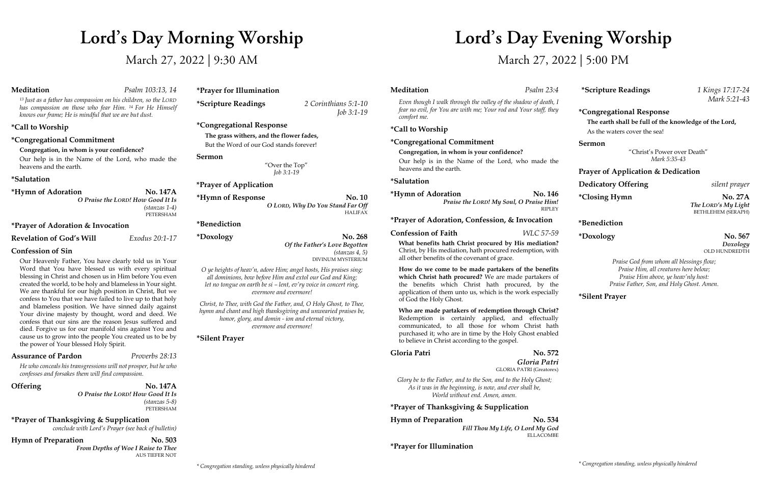# Lord's Day Morning Worship

March 27, 2022 | 9:30 AM

**Meditation** — *Psalm 103:13, 14*

*[13] Just as a father has compassion on his children, so the LORD has compassion on those who fear Him. [14] For He Himself knows our frame; He is mindful that we are but dust.*

**\*Call to Worship**

**\*Congregational Commitment**

**Congregation, in whom is your confidence?**

Our help is in the Name of the Lord, who made the heavens and the earth.

**\*Salutation**

**\*Hymn of Adoration** — **No. 147A**
*O Praise the LORD! How Good It Is*
*(stanzas 1-4)*
PETERSHAM

**\*Prayer of Adoration & Invocation**

**Revelation of God's Will** — *Exodus 20:1-17*

**Confession of Sin**

Our Heavenly Father, You have clearly told us in Your Word that You have blessed us with every spiritual blessing in Christ and chosen us in Him before You even created the world, to be holy and blameless in Your sight. We are thankful for our high position in Christ, But we confess to You that we have failed to live up to that holy and blameless position. We have sinned daily against Your divine majesty by thought, word and deed. We confess that our sins are the reason Jesus suffered and died. Forgive us for our manifold sins against You and cause us to grow into the people You created us to be by the power of Your blessed Holy Spirit.

**Assurance of Pardon** — *Proverbs 28:13*

*He who conceals his transgressions will not prosper, but he who confesses and forsakes them will find compassion.*

**Offering** — **No. 147A**
*O Praise the LORD! How Good It Is*
*(stanzas 5-8)*
PETERSHAM

**\*Prayer of Thanksgiving & Supplication**
*conclude with Lord's Prayer (see back of bulletin)*

**Hymn of Preparation** — **No. 503**
*From Depths of Woe I Raise to Thee*
AUS TIEFER NOT

**\*Prayer for Illumination**

**\*Scripture Readings** — *2 Corinthians 5:1-10*, *Job 3:1-19*

**\*Congregational Response**

**The grass withers, and the flower fades,**
But the Word of our God stands forever!

**Sermon**

"Over the Top"
*Job 3:1-19*

**\*Prayer of Application**

**\*Hymn of Response** — **No. 10**
*O LORD, Why Do You Stand Far Off*
HALIFAX

**\*Benediction**

**\*Doxology** — **No. 268**
*Of the Father's Love Begotten*
*(stanzas 4, 5)*
DIVINUM MYSTERIUM

*O ye heights of heav'n, adore Him; angel hosts, His praises sing;*
*all dominions, bow before Him and extol our God and King;*
*let no tongue on earth be si – lent, ev'ry voice in concert ring,*
*evermore and evermore!*

*Christ, to Thee, with God the Father, and, O Holy Ghost, to Thee,*
*hymn and chant and high thanksgiving and unwearied praises be,*
*honor, glory, and domin - ion and eternal victory,*
*evermore and evermore!*

**\*Silent Prayer**

*\* Congregation standing, unless physically hindered*

# Lord's Day Evening Worship

March 27, 2022 | 5:00 PM

**Meditation** — *Psalm 23:4*

*Even though I walk through the valley of the shadow of death, I fear no evil, for You are with me; Your rod and Your staff, they comfort me.*

**\*Call to Worship**

**\*Congregational Commitment**

**Congregation, in whom is your confidence?**

Our help is in the Name of the Lord, who made the heavens and the earth.

**\*Salutation**

**\*Hymn of Adoration** — **No. 146**
*Praise the LORD! My Soul, O Praise Him!*
RIPLEY

**\*Prayer of Adoration, Confession, & Invocation**

**Confession of Faith** — *WLC 57-59*

**What benefits hath Christ procured by His mediation?** Christ, by His mediation, hath procured redemption, with all other benefits of the covenant of grace.

**How do we come to be made partakers of the benefits which Christ hath procured?** We are made partakers of the benefits which Christ hath procured, by the application of them unto us, which is the work especially of God the Holy Ghost.

**Who are made partakers of redemption through Christ?** Redemption is certainly applied, and effectually communicated, to all those for whom Christ hath purchased it; who are in time by the Holy Ghost enabled to believe in Christ according to the gospel.

**Gloria Patri** — **No. 572**
*Gloria Patri*
GLORIA PATRI (Greatorex)

*Glory be to the Father, and to the Son, and to the Holy Ghost;*
*As it was in the beginning, is now, and ever shall be,*
*World without end. Amen, amen.*

**\*Prayer of Thanksgiving & Supplication**

**Hymn of Preparation** — **No. 534**
*Fill Thou My Life, O Lord My God*
ELLACOMBE

**\*Prayer for Illumination**

**\*Scripture Readings** — *1 Kings 17:17-24*, *Mark 5:21-43*

**\*Congregational Response**

**The earth shall be full of the knowledge of the Lord,**
As the waters cover the sea!

**Sermon**

"Christ's Power over Death"
*Mark 5:35-43*

**Prayer of Application & Dedication**

**Dedicatory Offering** — *silent prayer*

**\*Closing Hymn** — **No. 27A**
*The LORD's My Light*
BETHLEHEM (SERAPH)

**\*Benediction**

**\*Doxology** — **No. 567**
*Doxology*
OLD HUNDREDTH

*Praise God from whom all blessings flow;*
*Praise Him, all creatures here below;*
*Praise Him above, ye heav'nly host:*
*Praise Father, Son, and Holy Ghost. Amen.*

**\*Silent Prayer**

*\* Congregation standing, unless physically hindered*